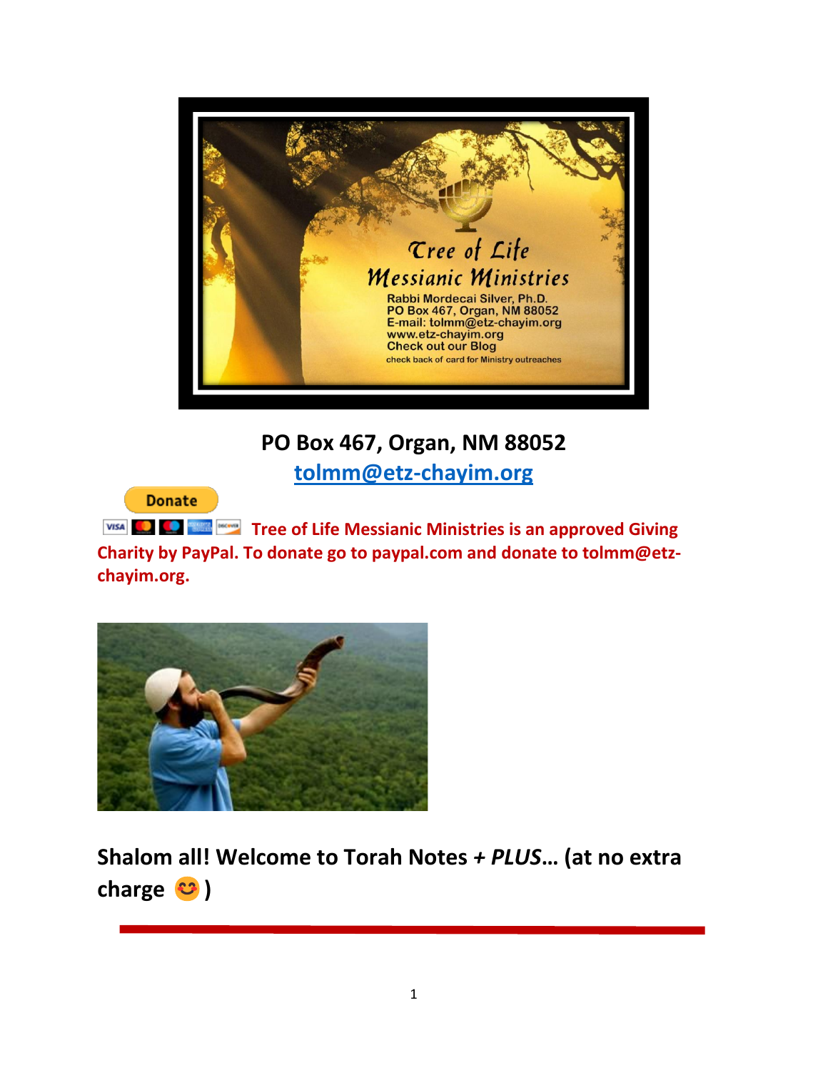PO Box 467, Organ, NM 88052

[tolmm@etz-chayim.org](mailto:tolmm@etz-chayim.org)

Donate

**Tree of Life Messianic Ministries is an approved Giving Charity by PayPal. To donate go to paypal.com and donate to tolmm@etz-chayim.org.**

## Shalom all! Welcome to Torah Notes + *PLUS*… (at no extra charge 😊 )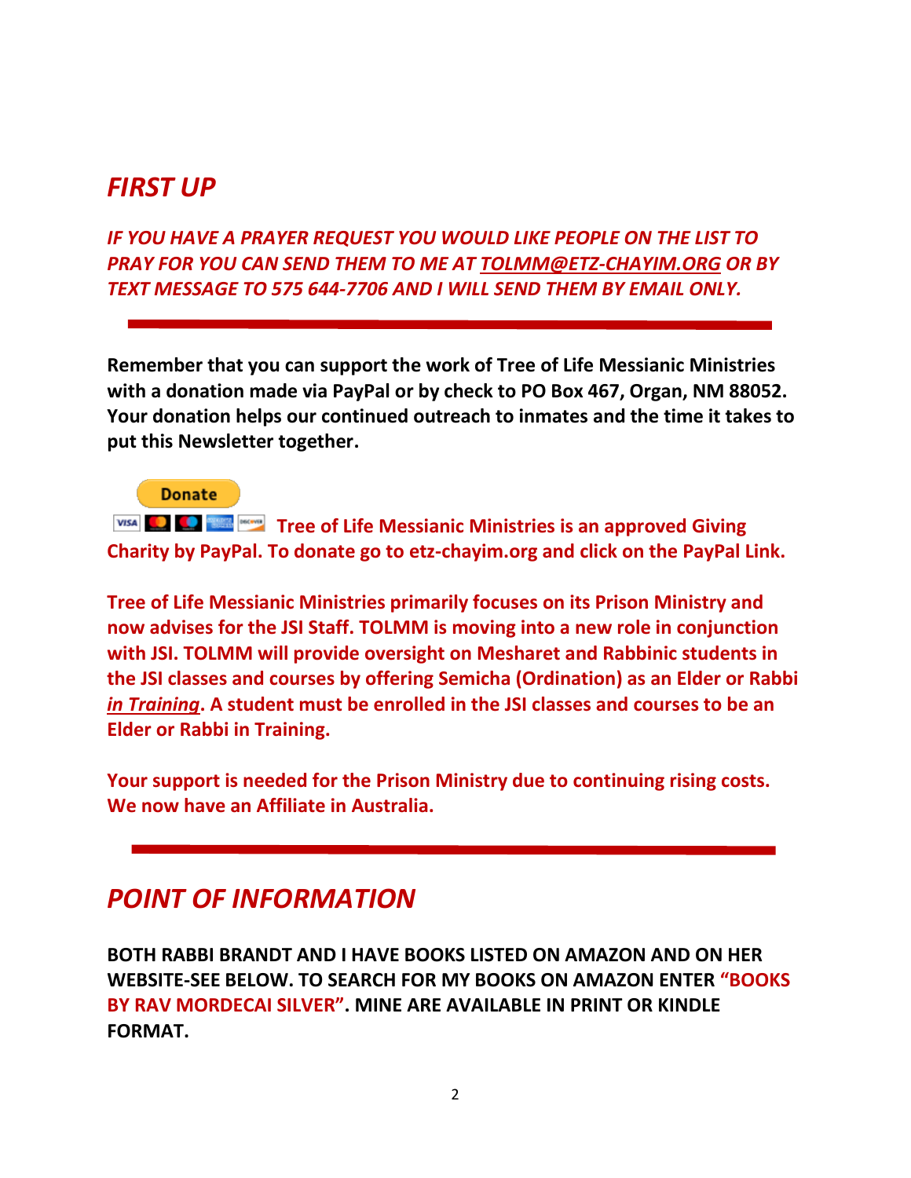## *FIRST UP*

***IF YOU HAVE A PRAYER REQUEST YOU WOULD LIKE PEOPLE ON THE LIST TO PRAY FOR YOU CAN SEND THEM TO ME AT TOLMM@ETZ-CHAYIM.ORG OR BY TEXT MESSAGE TO 575 644-7706 AND I WILL SEND THEM BY EMAIL ONLY.***

---

**Remember that you can support the work of Tree of Life Messianic Ministries with a donation made via PayPal or by check to PO Box 467, Organ, NM 88052. Your donation helps our continued outreach to inmates and the time it takes to put this Newsletter together.**

Donate

**Tree of Life Messianic Ministries is an approved Giving Charity by PayPal. To donate go to etz-chayim.org and click on the PayPal Link.**

**Tree of Life Messianic Ministries primarily focuses on its Prison Ministry and now advises for the JSI Staff. TOLMM is moving into a new role in conjunction with JSI. TOLMM will provide oversight on Mesharet and Rabbinic students in the JSI classes and courses by offering Semicha (Ordination) as an Elder or Rabbi *in Training*. A student must be enrolled in the JSI classes and courses to be an Elder or Rabbi in Training.**

**Your support is needed for the Prison Ministry due to continuing rising costs. We now have an Affiliate in Australia.**

---

## *POINT OF INFORMATION*

**BOTH RABBI BRANDT AND I HAVE BOOKS LISTED ON AMAZON AND ON HER WEBSITE-SEE BELOW. TO SEARCH FOR MY BOOKS ON AMAZON ENTER "BOOKS BY RAV MORDECAI SILVER". MINE ARE AVAILABLE IN PRINT OR KINDLE FORMAT.**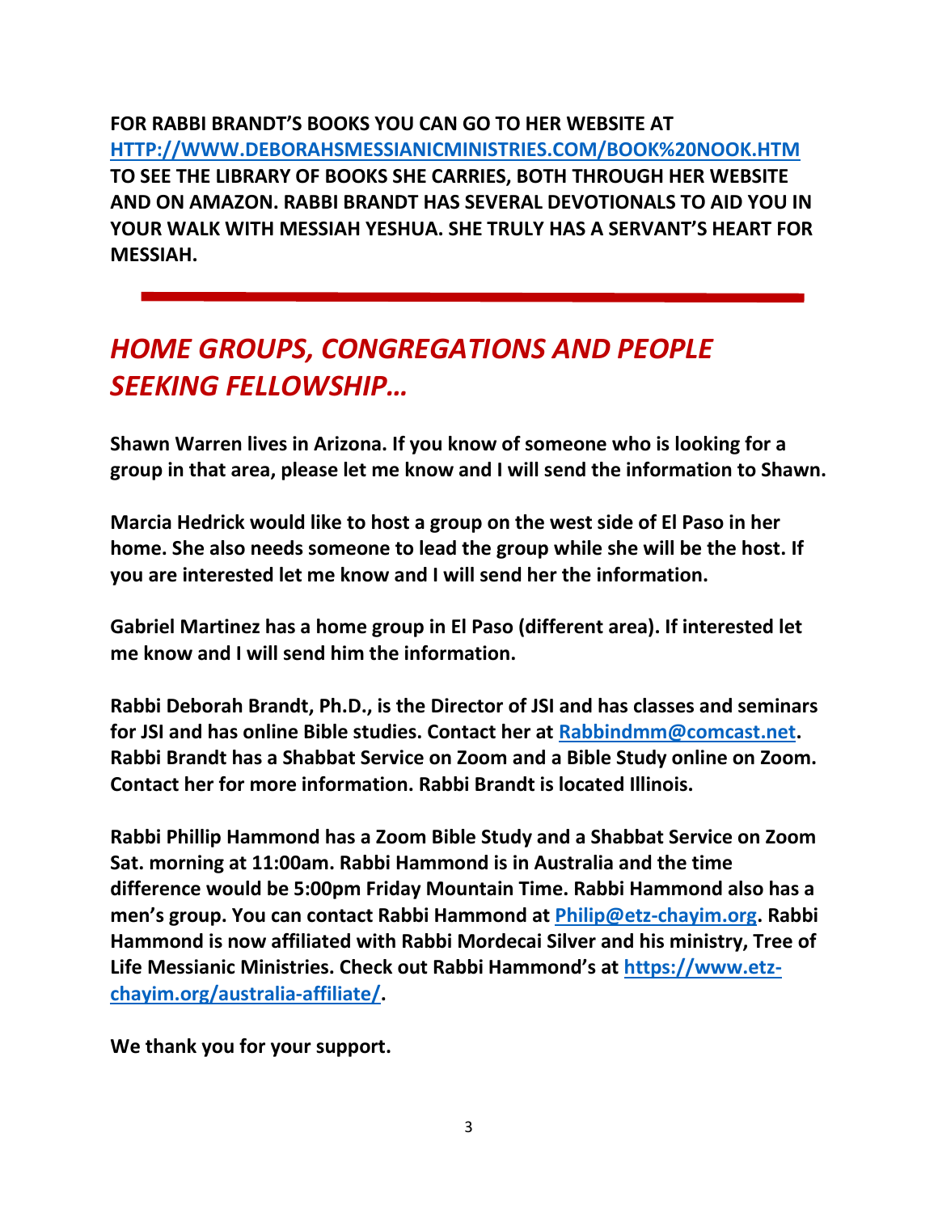**FOR RABBI BRANDT'S BOOKS YOU CAN GO TO HER WEBSITE AT [HTTP://WWW.DEBORAHSMESSIANICMINISTRIES.COM/BOOK%20NOOK.HTM](HTTP://WWW.DEBORAHSMESSIANICMINISTRIES.COM/BOOK%20NOOK.HTM) TO SEE THE LIBRARY OF BOOKS SHE CARRIES, BOTH THROUGH HER WEBSITE AND ON AMAZON. RABBI BRANDT HAS SEVERAL DEVOTIONALS TO AID YOU IN YOUR WALK WITH MESSIAH YESHUA. SHE TRULY HAS A SERVANT'S HEART FOR MESSIAH.**

---

## *HOME GROUPS, CONGREGATIONS AND PEOPLE SEEKING FELLOWSHIP…*

**Shawn Warren lives in Arizona. If you know of someone who is looking for a group in that area, please let me know and I will send the information to Shawn.**

**Marcia Hedrick would like to host a group on the west side of El Paso in her home. She also needs someone to lead the group while she will be the host. If you are interested let me know and I will send her the information.**

**Gabriel Martinez has a home group in El Paso (different area). If interested let me know and I will send him the information.**

**Rabbi Deborah Brandt, Ph.D., is the Director of JSI and has classes and seminars for JSI and has online Bible studies. Contact her at [Rabbindmm@comcast.net](mailto:Rabbindmm@comcast.net). Rabbi Brandt has a Shabbat Service on Zoom and a Bible Study online on Zoom. Contact her for more information. Rabbi Brandt is located Illinois.**

**Rabbi Phillip Hammond has a Zoom Bible Study and a Shabbat Service on Zoom Sat. morning at 11:00am. Rabbi Hammond is in Australia and the time difference would be 5:00pm Friday Mountain Time. Rabbi Hammond also has a men's group. You can contact Rabbi Hammond at [Philip@etz-chayim.org](mailto:Philip@etz-chayim.org). Rabbi Hammond is now affiliated with Rabbi Mordecai Silver and his ministry, Tree of Life Messianic Ministries. Check out Rabbi Hammond's at [https://www.etz-chayim.org/australia-affiliate/](https://www.etz-chayim.org/australia-affiliate/).**

**We thank you for your support.**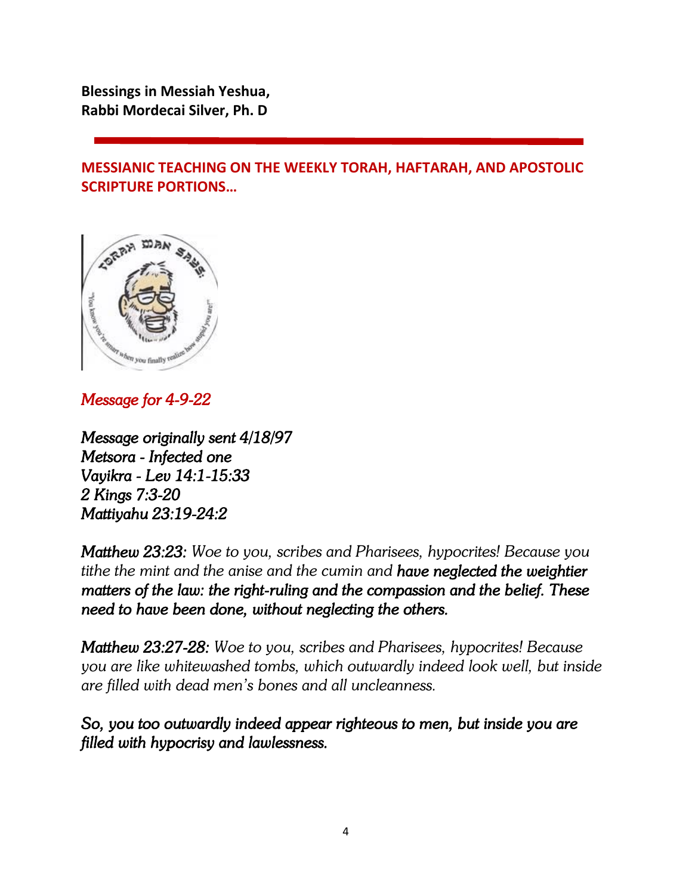**Blessings in Messiah Yeshua,**
**Rabbi Mordecai Silver, Ph. D**

---

**MESSIANIC TEACHING ON THE WEEKLY TORAH, HAFTARAH, AND APOSTOLIC SCRIPTURE PORTIONS…**

*Message for 4-9-22*

*Message originally sent 4/18/97*
*Metsora - Infected one*
*Vayikra - Lev 14:1-15:33*
*2 Kings 7:3-20*
*Mattiyahu 23:19-24:2*

***Matthew 23:23:*** *Woe to you, scribes and Pharisees, hypocrites! Because you tithe the mint and the anise and the cumin and* ***have neglected the weightier matters of the law: the right-ruling and the compassion and the belief. These need to have been done, without neglecting the others.***

***Matthew 23:27-28:*** *Woe to you, scribes and Pharisees, hypocrites! Because you are like whitewashed tombs, which outwardly indeed look well, but inside are filled with dead men's bones and all uncleanness.*

***So, you too outwardly indeed appear righteous to men, but inside you are filled with hypocrisy and lawlessness.***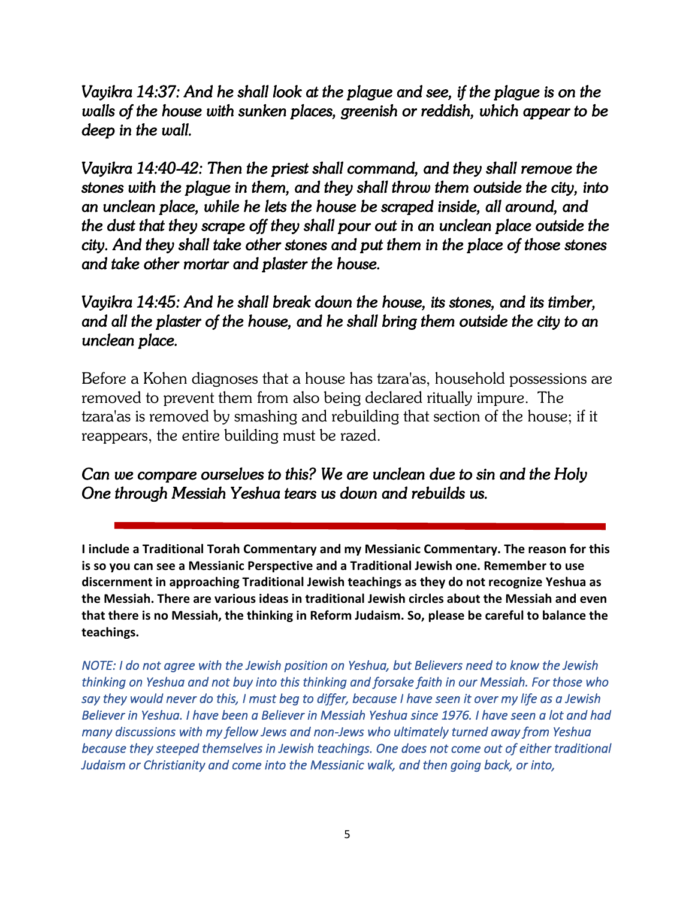*Vayikra 14:37: And he shall look at the plague and see, if the plague is on the walls of the house with sunken places, greenish or reddish, which appear to be deep in the wall.*

*Vayikra 14:40-42: Then the priest shall command, and they shall remove the stones with the plague in them, and they shall throw them outside the city, into an unclean place, while he lets the house be scraped inside, all around, and the dust that they scrape off they shall pour out in an unclean place outside the city. And they shall take other stones and put them in the place of those stones and take other mortar and plaster the house.*

*Vayikra 14:45: And he shall break down the house, its stones, and its timber, and all the plaster of the house, and he shall bring them outside the city to an unclean place.*

Before a Kohen diagnoses that a house has tzara'as, household possessions are removed to prevent them from also being declared ritually impure. The tzara'as is removed by smashing and rebuilding that section of the house; if it reappears, the entire building must be razed.

*Can we compare ourselves to this? We are unclean due to sin and the Holy One through Messiah Yeshua tears us down and rebuilds us.*

---

**I include a Traditional Torah Commentary and my Messianic Commentary. The reason for this is so you can see a Messianic Perspective and a Traditional Jewish one. Remember to use discernment in approaching Traditional Jewish teachings as they do not recognize Yeshua as the Messiah. There are various ideas in traditional Jewish circles about the Messiah and even that there is no Messiah, the thinking in Reform Judaism. So, please be careful to balance the teachings.**

*NOTE: I do not agree with the Jewish position on Yeshua, but Believers need to know the Jewish thinking on Yeshua and not buy into this thinking and forsake faith in our Messiah. For those who say they would never do this, I must beg to differ, because I have seen it over my life as a Jewish Believer in Yeshua. I have been a Believer in Messiah Yeshua since 1976. I have seen a lot and had many discussions with my fellow Jews and non-Jews who ultimately turned away from Yeshua because they steeped themselves in Jewish teachings. One does not come out of either traditional Judaism or Christianity and come into the Messianic walk, and then going back, or into,*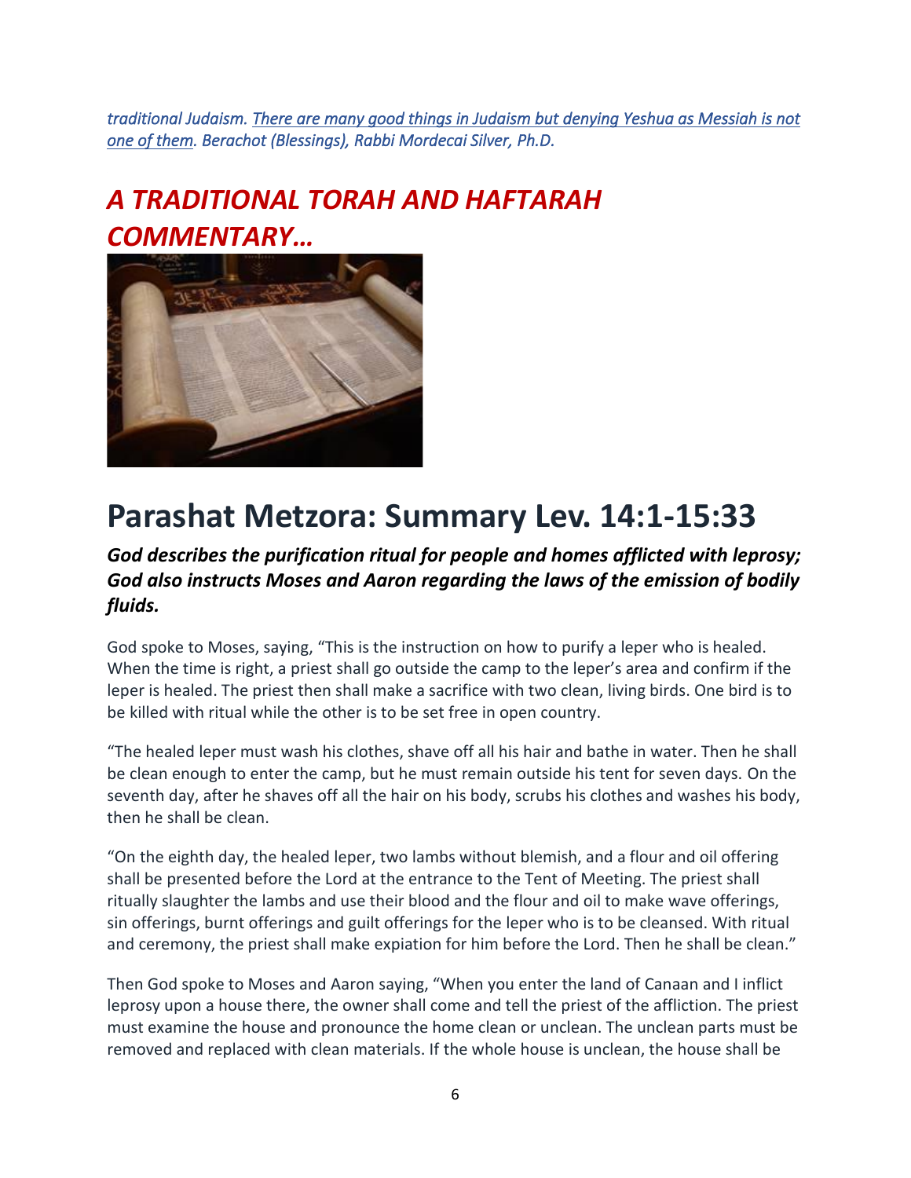*traditional Judaism. There are many good things in Judaism but denying Yeshua as Messiah is not one of them. Berachot (Blessings), Rabbi Mordecai Silver, Ph.D.*

## *A TRADITIONAL TORAH AND HAFTARAH COMMENTARY…*

# Parashat Metzora: Summary Lev. 14:1-15:33

***God describes the purification ritual for people and homes afflicted with leprosy; God also instructs Moses and Aaron regarding the laws of the emission of bodily fluids.***

God spoke to Moses, saying, "This is the instruction on how to purify a leper who is healed. When the time is right, a priest shall go outside the camp to the leper's area and confirm if the leper is healed. The priest then shall make a sacrifice with two clean, living birds. One bird is to be killed with ritual while the other is to be set free in open country.

"The healed leper must wash his clothes, shave off all his hair and bathe in water. Then he shall be clean enough to enter the camp, but he must remain outside his tent for seven days. On the seventh day, after he shaves off all the hair on his body, scrubs his clothes and washes his body, then he shall be clean.

"On the eighth day, the healed leper, two lambs without blemish, and a flour and oil offering shall be presented before the Lord at the entrance to the Tent of Meeting. The priest shall ritually slaughter the lambs and use their blood and the flour and oil to make wave offerings, sin offerings, burnt offerings and guilt offerings for the leper who is to be cleansed. With ritual and ceremony, the priest shall make expiation for him before the Lord. Then he shall be clean."

Then God spoke to Moses and Aaron saying, "When you enter the land of Canaan and I inflict leprosy upon a house there, the owner shall come and tell the priest of the affliction. The priest must examine the house and pronounce the home clean or unclean. The unclean parts must be removed and replaced with clean materials. If the whole house is unclean, the house shall be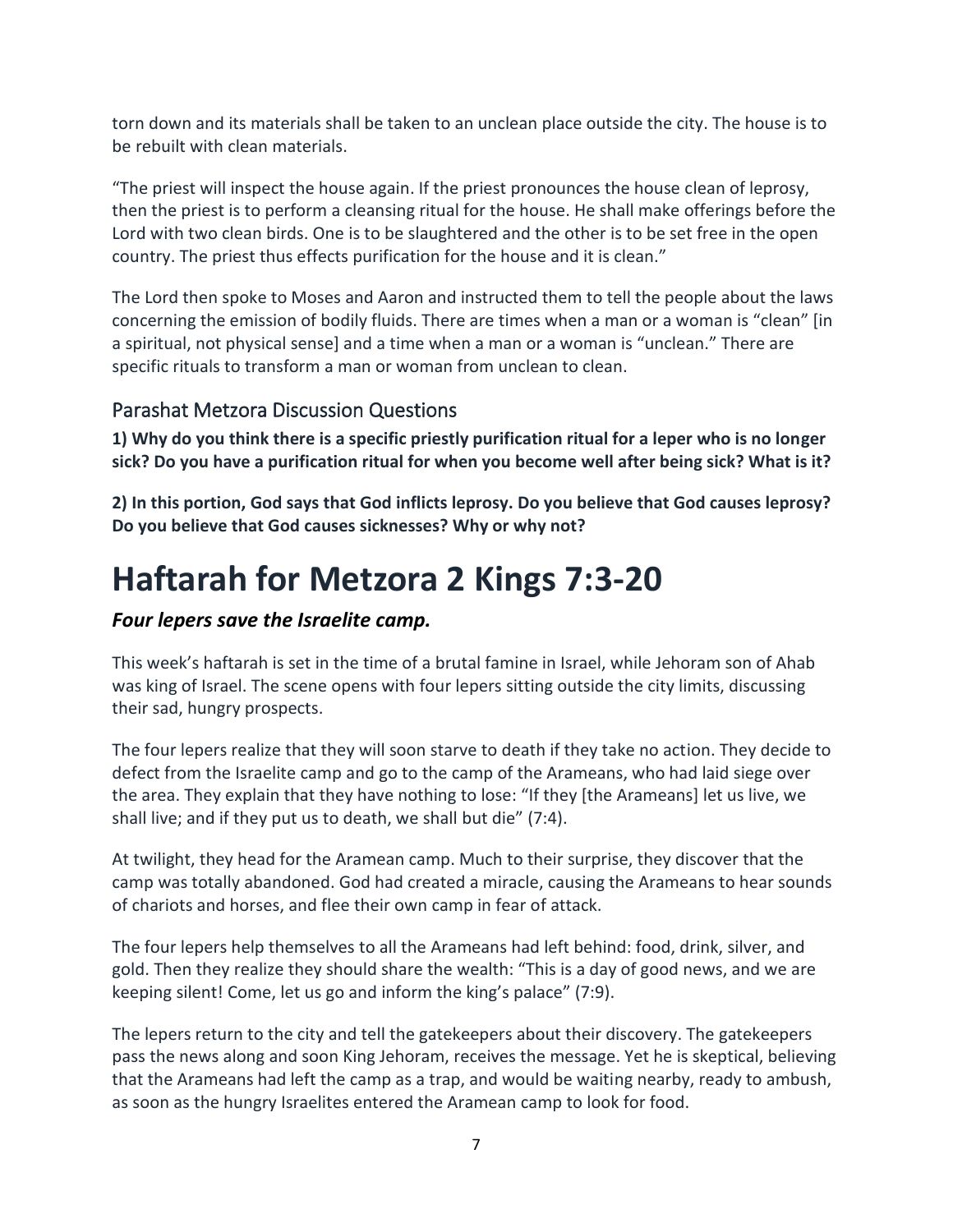torn down and its materials shall be taken to an unclean place outside the city. The house is to be rebuilt with clean materials.

"The priest will inspect the house again. If the priest pronounces the house clean of leprosy, then the priest is to perform a cleansing ritual for the house. He shall make offerings before the Lord with two clean birds. One is to be slaughtered and the other is to be set free in the open country. The priest thus effects purification for the house and it is clean."

The Lord then spoke to Moses and Aaron and instructed them to tell the people about the laws concerning the emission of bodily fluids. There are times when a man or a woman is "clean" [in a spiritual, not physical sense] and a time when a man or a woman is "unclean." There are specific rituals to transform a man or woman from unclean to clean.

## Parashat Metzora Discussion Questions

**1) Why do you think there is a specific priestly purification ritual for a leper who is no longer sick? Do you have a purification ritual for when you become well after being sick? What is it?**

**2) In this portion, God says that God inflicts leprosy. Do you believe that God causes leprosy? Do you believe that God causes sicknesses? Why or why not?**

# Haftarah for Metzora 2 Kings 7:3-20

### *Four lepers save the Israelite camp.*

This week's haftarah is set in the time of a brutal famine in Israel, while Jehoram son of Ahab was king of Israel. The scene opens with four lepers sitting outside the city limits, discussing their sad, hungry prospects.

The four lepers realize that they will soon starve to death if they take no action. They decide to defect from the Israelite camp and go to the camp of the Arameans, who had laid siege over the area. They explain that they have nothing to lose: "If they [the Arameans] let us live, we shall live; and if they put us to death, we shall but die" (7:4).

At twilight, they head for the Aramean camp. Much to their surprise, they discover that the camp was totally abandoned. God had created a miracle, causing the Arameans to hear sounds of chariots and horses, and flee their own camp in fear of attack.

The four lepers help themselves to all the Arameans had left behind: food, drink, silver, and gold. Then they realize they should share the wealth: "This is a day of good news, and we are keeping silent! Come, let us go and inform the king's palace" (7:9).

The lepers return to the city and tell the gatekeepers about their discovery. The gatekeepers pass the news along and soon King Jehoram, receives the message. Yet he is skeptical, believing that the Arameans had left the camp as a trap, and would be waiting nearby, ready to ambush, as soon as the hungry Israelites entered the Aramean camp to look for food.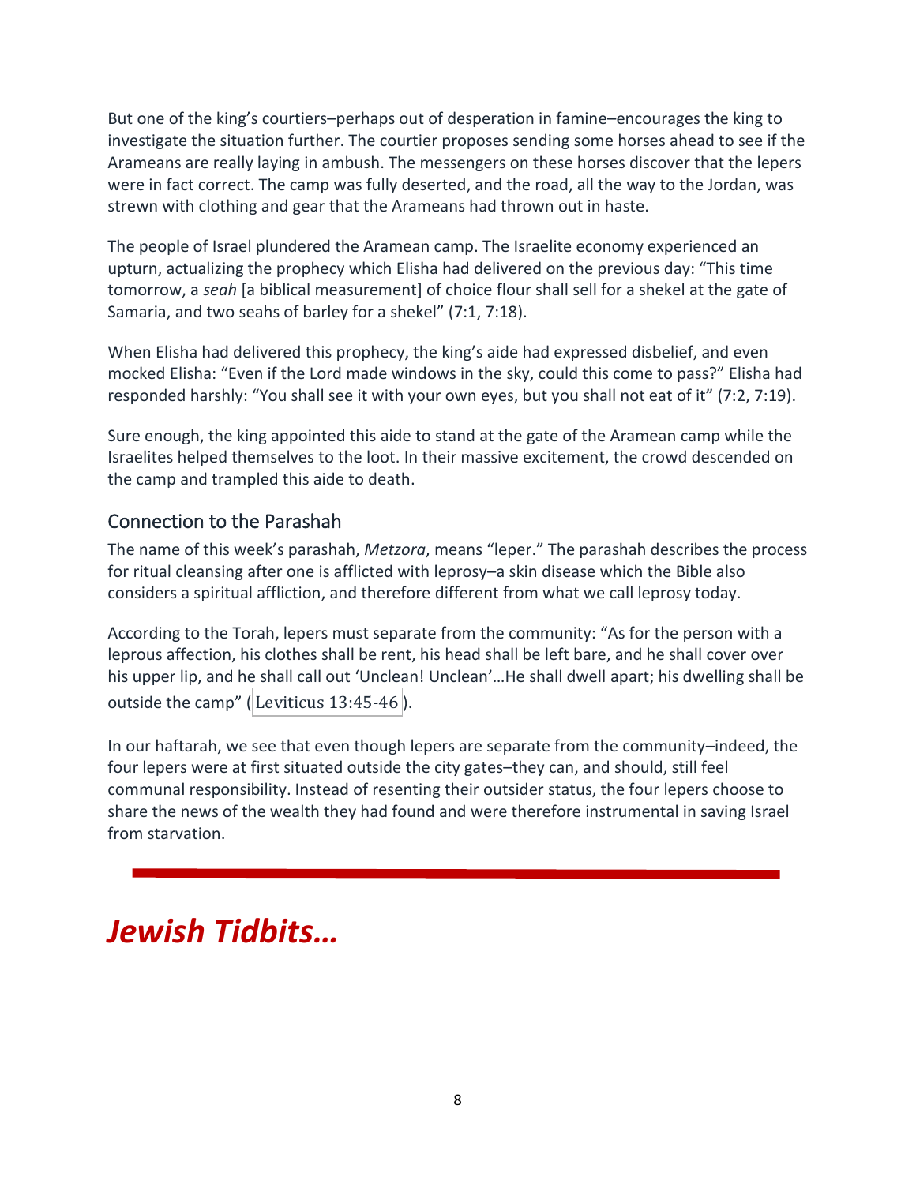But one of the king's courtiers–perhaps out of desperation in famine–encourages the king to investigate the situation further. The courtier proposes sending some horses ahead to see if the Arameans are really laying in ambush. The messengers on these horses discover that the lepers were in fact correct. The camp was fully deserted, and the road, all the way to the Jordan, was strewn with clothing and gear that the Arameans had thrown out in haste.

The people of Israel plundered the Aramean camp. The Israelite economy experienced an upturn, actualizing the prophecy which Elisha had delivered on the previous day: "This time tomorrow, a *seah* [a biblical measurement] of choice flour shall sell for a shekel at the gate of Samaria, and two seahs of barley for a shekel" (7:1, 7:18).

When Elisha had delivered this prophecy, the king's aide had expressed disbelief, and even mocked Elisha: "Even if the Lord made windows in the sky, could this come to pass?" Elisha had responded harshly: "You shall see it with your own eyes, but you shall not eat of it" (7:2, 7:19).

Sure enough, the king appointed this aide to stand at the gate of the Aramean camp while the Israelites helped themselves to the loot. In their massive excitement, the crowd descended on the camp and trampled this aide to death.

## Connection to the Parashah

The name of this week's parashah, *Metzora*, means "leper." The parashah describes the process for ritual cleansing after one is afflicted with leprosy–a skin disease which the Bible also considers a spiritual affliction, and therefore different from what we call leprosy today.

According to the Torah, lepers must separate from the community: "As for the person with a leprous affection, his clothes shall be rent, his head shall be left bare, and he shall cover over his upper lip, and he shall call out 'Unclean! Unclean'…He shall dwell apart; his dwelling shall be outside the camp" (Leviticus 13:45-46).

In our haftarah, we see that even though lepers are separate from the community–indeed, the four lepers were at first situated outside the city gates–they can, and should, still feel communal responsibility. Instead of resenting their outsider status, the four lepers choose to share the news of the wealth they had found and were therefore instrumental in saving Israel from starvation.

---

# *Jewish Tidbits…*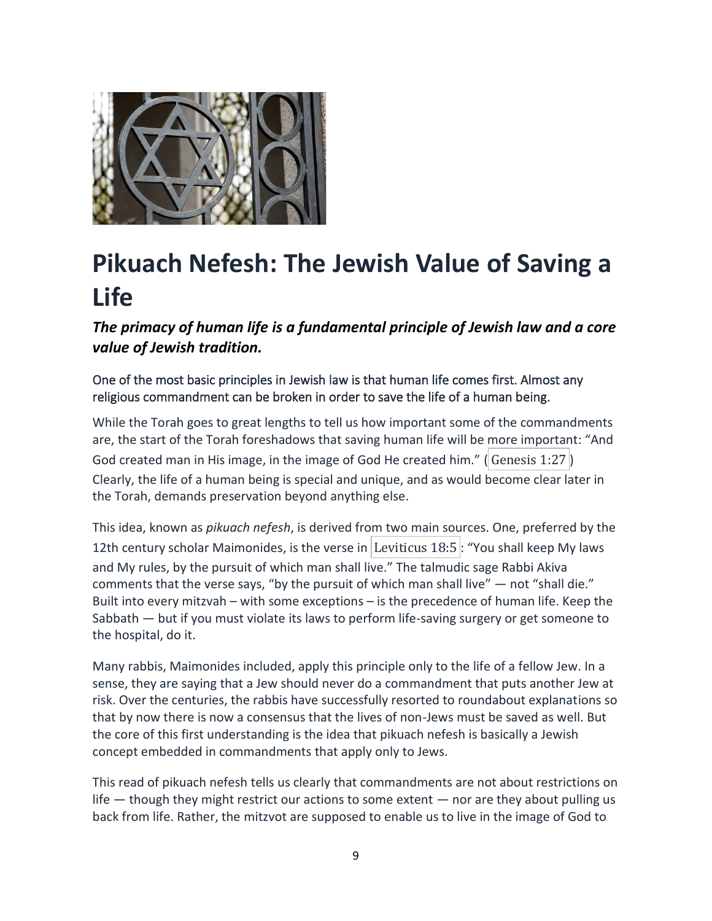# Pikuach Nefesh: The Jewish Value of Saving a Life

***The primacy of human life is a fundamental principle of Jewish law and a core value of Jewish tradition.***

One of the most basic principles in Jewish law is that human life comes first. Almost any religious commandment can be broken in order to save the life of a human being.

While the Torah goes to great lengths to tell us how important some of the commandments are, the start of the Torah foreshadows that saving human life will be more important: "And God created man in His image, in the image of God He created him." (Genesis 1:27) Clearly, the life of a human being is special and unique, and as would become clear later in the Torah, demands preservation beyond anything else.

This idea, known as *pikuach nefesh*, is derived from two main sources. One, preferred by the 12th century scholar Maimonides, is the verse in Leviticus 18:5: "You shall keep My laws and My rules, by the pursuit of which man shall live." The talmudic sage Rabbi Akiva comments that the verse says, "by the pursuit of which man shall live" — not "shall die." Built into every mitzvah – with some exceptions – is the precedence of human life. Keep the Sabbath — but if you must violate its laws to perform life-saving surgery or get someone to the hospital, do it.

Many rabbis, Maimonides included, apply this principle only to the life of a fellow Jew. In a sense, they are saying that a Jew should never do a commandment that puts another Jew at risk. Over the centuries, the rabbis have successfully resorted to roundabout explanations so that by now there is now a consensus that the lives of non-Jews must be saved as well. But the core of this first understanding is the idea that pikuach nefesh is basically a Jewish concept embedded in commandments that apply only to Jews.

This read of pikuach nefesh tells us clearly that commandments are not about restrictions on life — though they might restrict our actions to some extent — nor are they about pulling us back from life. Rather, the mitzvot are supposed to enable us to live in the image of God to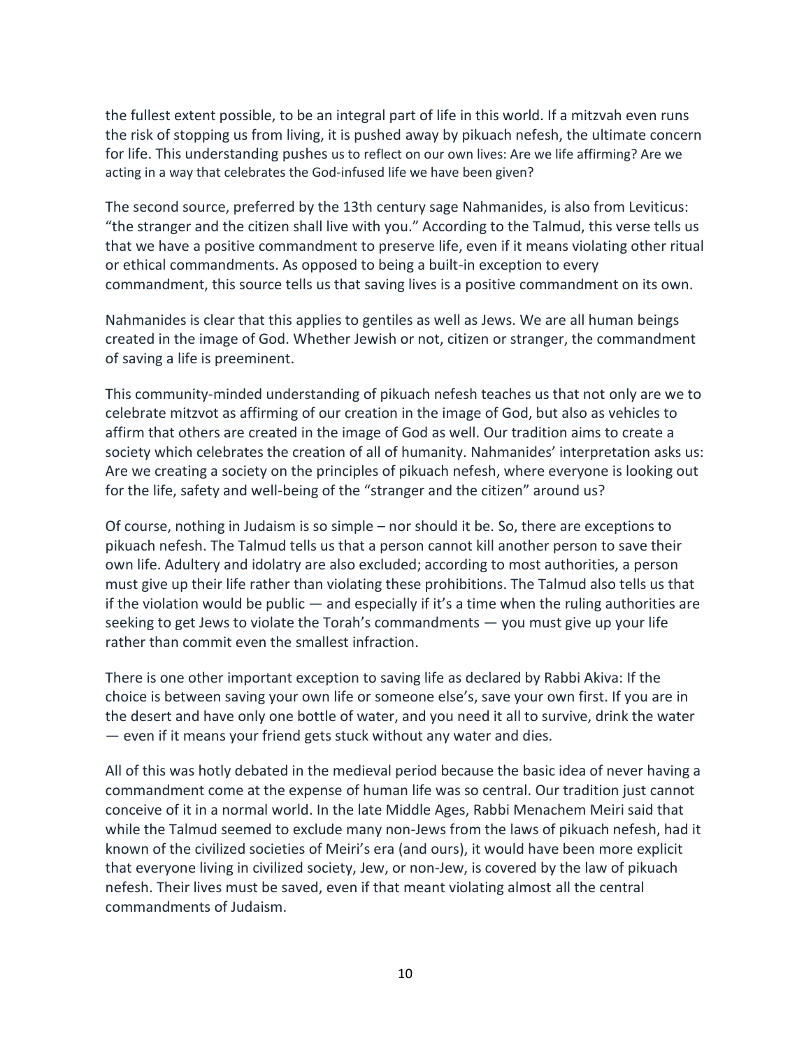the fullest extent possible, to be an integral part of life in this world. If a mitzvah even runs the risk of stopping us from living, it is pushed away by pikuach nefesh, the ultimate concern for life. This understanding pushes us to reflect on our own lives: Are we life affirming? Are we acting in a way that celebrates the God-infused life we have been given?

The second source, preferred by the 13th century sage Nahmanides, is also from Leviticus: "the stranger and the citizen shall live with you." According to the Talmud, this verse tells us that we have a positive commandment to preserve life, even if it means violating other ritual or ethical commandments. As opposed to being a built-in exception to every commandment, this source tells us that saving lives is a positive commandment on its own.

Nahmanides is clear that this applies to gentiles as well as Jews. We are all human beings created in the image of God. Whether Jewish or not, citizen or stranger, the commandment of saving a life is preeminent.

This community-minded understanding of pikuach nefesh teaches us that not only are we to celebrate mitzvot as affirming of our creation in the image of God, but also as vehicles to affirm that others are created in the image of God as well. Our tradition aims to create a society which celebrates the creation of all of humanity. Nahmanides' interpretation asks us: Are we creating a society on the principles of pikuach nefesh, where everyone is looking out for the life, safety and well-being of the "stranger and the citizen" around us?

Of course, nothing in Judaism is so simple – nor should it be. So, there are exceptions to pikuach nefesh. The Talmud tells us that a person cannot kill another person to save their own life. Adultery and idolatry are also excluded; according to most authorities, a person must give up their life rather than violating these prohibitions. The Talmud also tells us that if the violation would be public — and especially if it's a time when the ruling authorities are seeking to get Jews to violate the Torah's commandments — you must give up your life rather than commit even the smallest infraction.

There is one other important exception to saving life as declared by Rabbi Akiva: If the choice is between saving your own life or someone else's, save your own first. If you are in the desert and have only one bottle of water, and you need it all to survive, drink the water — even if it means your friend gets stuck without any water and dies.

All of this was hotly debated in the medieval period because the basic idea of never having a commandment come at the expense of human life was so central. Our tradition just cannot conceive of it in a normal world. In the late Middle Ages, Rabbi Menachem Meiri said that while the Talmud seemed to exclude many non-Jews from the laws of pikuach nefesh, had it known of the civilized societies of Meiri's era (and ours), it would have been more explicit that everyone living in civilized society, Jew, or non-Jew, is covered by the law of pikuach nefesh. Their lives must be saved, even if that meant violating almost all the central commandments of Judaism.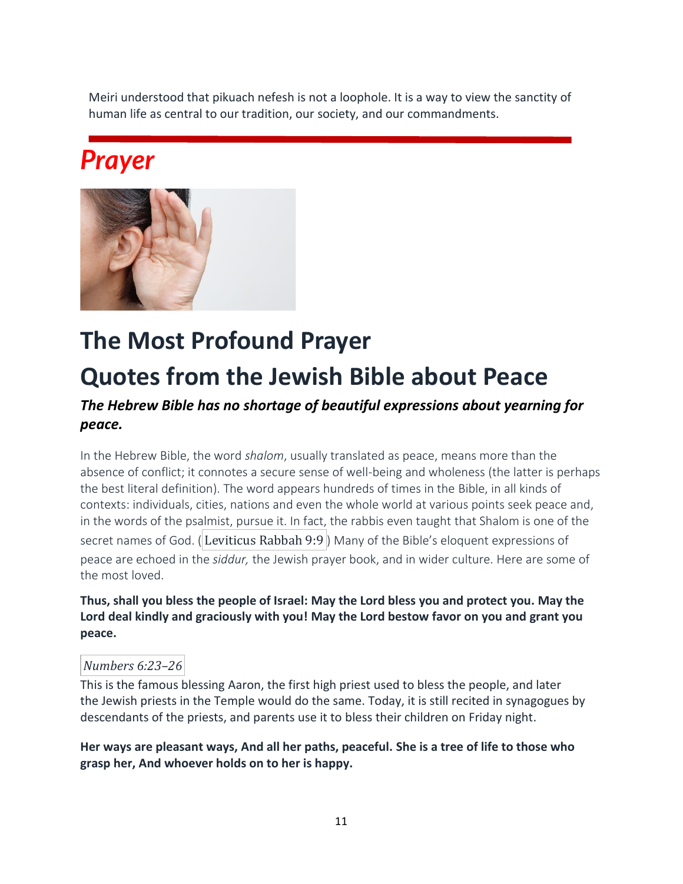Meiri understood that pikuach nefesh is not a loophole. It is a way to view the sanctity of human life as central to our tradition, our society, and our commandments.

# *Prayer*

## The Most Profound Prayer

## Quotes from the Jewish Bible about Peace

***The Hebrew Bible has no shortage of beautiful expressions about yearning for peace.***

In the Hebrew Bible, the word *shalom*, usually translated as peace, means more than the absence of conflict; it connotes a secure sense of well-being and wholeness (the latter is perhaps the best literal definition). The word appears hundreds of times in the Bible, in all kinds of contexts: individuals, cities, nations and even the whole world at various points seek peace and, in the words of the psalmist, pursue it. In fact, the rabbis even taught that Shalom is one of the secret names of God. (Leviticus Rabbah 9:9) Many of the Bible's eloquent expressions of peace are echoed in the *siddur,* the Jewish prayer book, and in wider culture. Here are some of the most loved.

**Thus, shall you bless the people of Israel: May the Lord bless you and protect you. May the Lord deal kindly and graciously with you! May the Lord bestow favor on you and grant you peace.**

*Numbers 6:23–26*

This is the famous blessing Aaron, the first high priest used to bless the people, and later the Jewish priests in the Temple would do the same. Today, it is still recited in synagogues by descendants of the priests, and parents use it to bless their children on Friday night.

**Her ways are pleasant ways, And all her paths, peaceful. She is a tree of life to those who grasp her, And whoever holds on to her is happy.**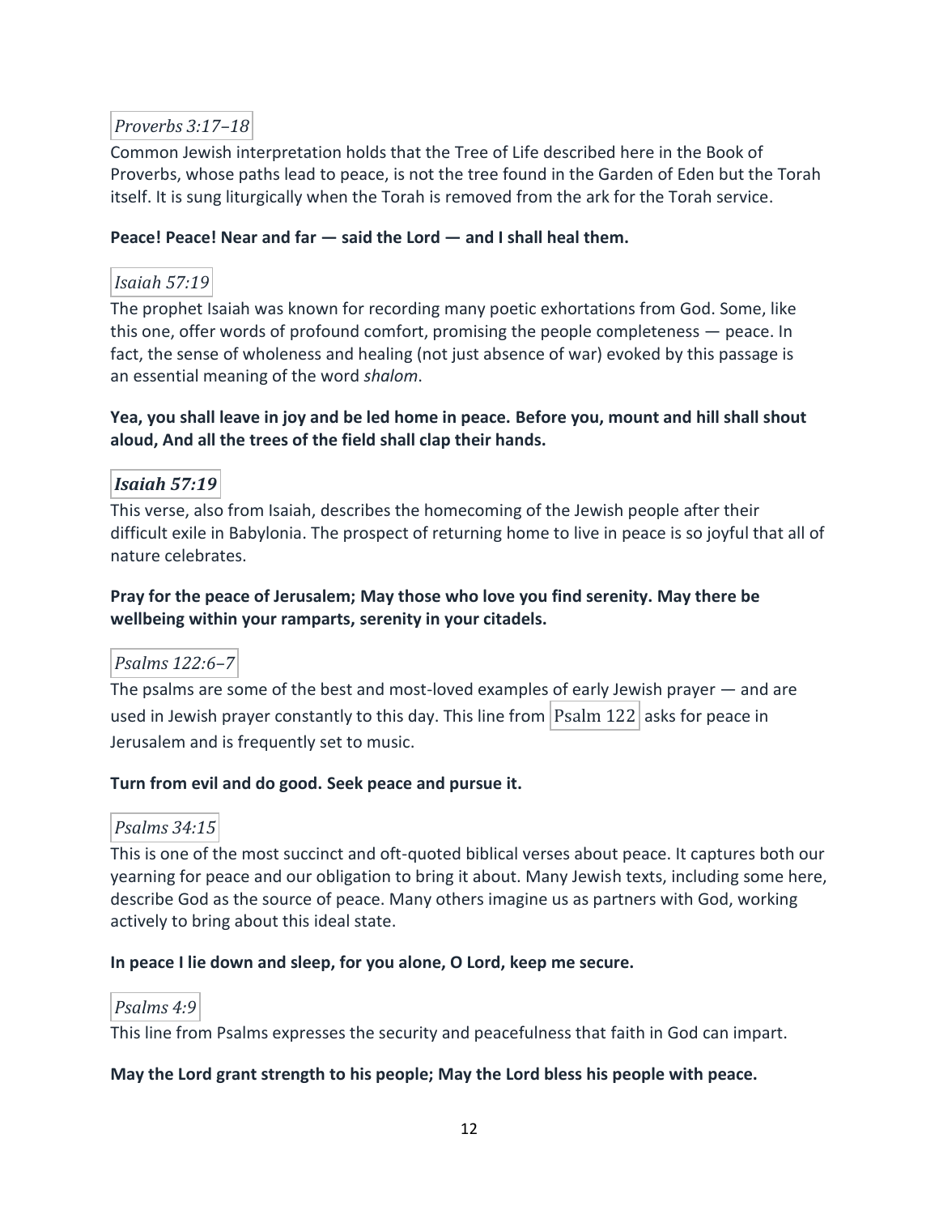*Proverbs 3:17–18*

Common Jewish interpretation holds that the Tree of Life described here in the Book of Proverbs, whose paths lead to peace, is not the tree found in the Garden of Eden but the Torah itself. It is sung liturgically when the Torah is removed from the ark for the Torah service.

**Peace! Peace! Near and far — said the Lord — and I shall heal them.**

*Isaiah 57:19*

The prophet Isaiah was known for recording many poetic exhortations from God. Some, like this one, offer words of profound comfort, promising the people completeness — peace. In fact, the sense of wholeness and healing (not just absence of war) evoked by this passage is an essential meaning of the word *shalom*.

**Yea, you shall leave in joy and be led home in peace. Before you, mount and hill shall shout aloud, And all the trees of the field shall clap their hands.**

***Isaiah 57:19***

This verse, also from Isaiah, describes the homecoming of the Jewish people after their difficult exile in Babylonia. The prospect of returning home to live in peace is so joyful that all of nature celebrates.

**Pray for the peace of Jerusalem; May those who love you find serenity. May there be wellbeing within your ramparts, serenity in your citadels.**

*Psalms 122:6–7*

The psalms are some of the best and most-loved examples of early Jewish prayer — and are used in Jewish prayer constantly to this day. This line from Psalm 122 asks for peace in Jerusalem and is frequently set to music.

**Turn from evil and do good. Seek peace and pursue it.**

*Psalms 34:15*

This is one of the most succinct and oft-quoted biblical verses about peace. It captures both our yearning for peace and our obligation to bring it about. Many Jewish texts, including some here, describe God as the source of peace. Many others imagine us as partners with God, working actively to bring about this ideal state.

**In peace I lie down and sleep, for you alone, O Lord, keep me secure.**

*Psalms 4:9*

This line from Psalms expresses the security and peacefulness that faith in God can impart.

**May the Lord grant strength to his people; May the Lord bless his people with peace.**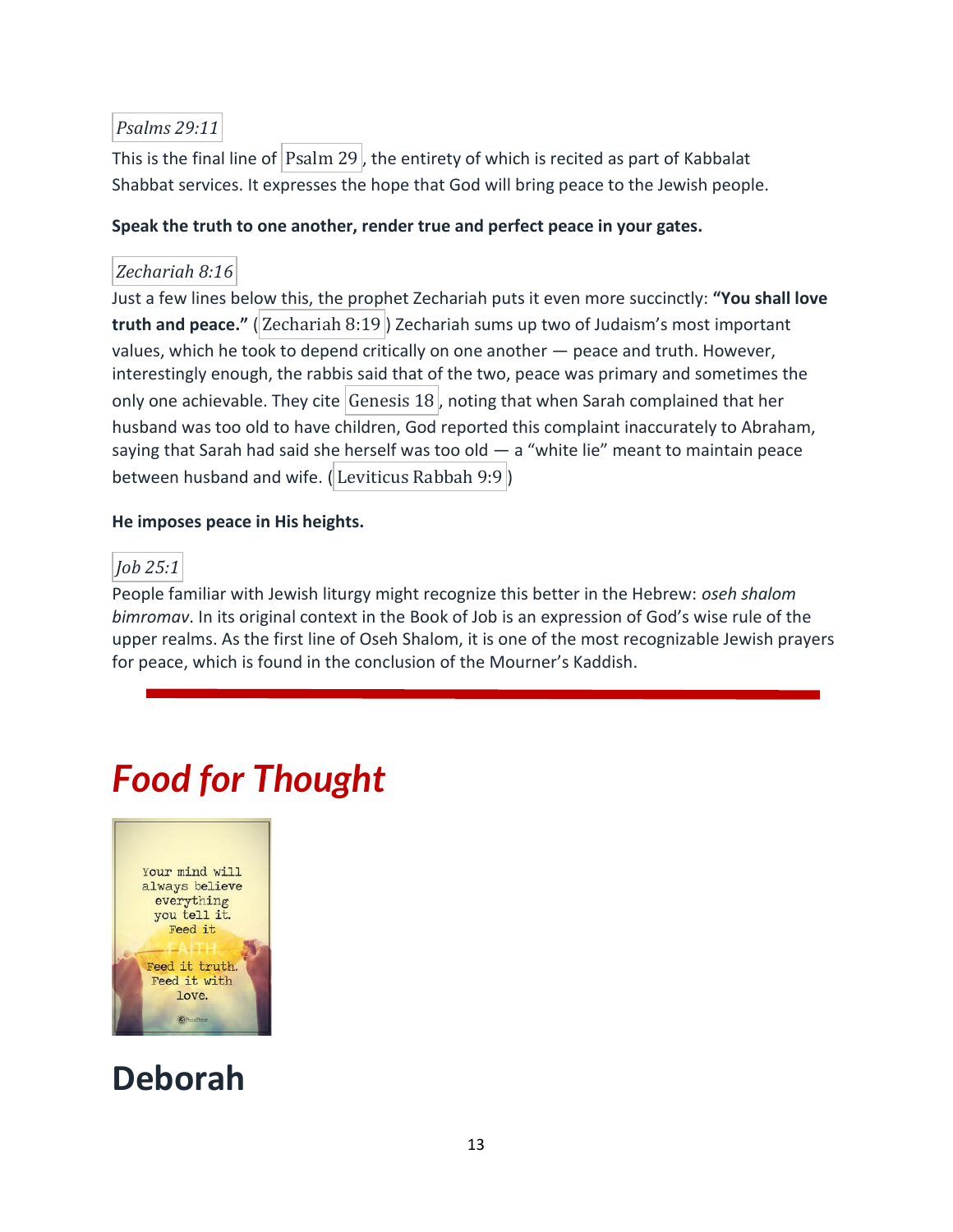*Psalms 29:11*

This is the final line of Psalm 29, the entirety of which is recited as part of Kabbalat Shabbat services. It expresses the hope that God will bring peace to the Jewish people.

**Speak the truth to one another, render true and perfect peace in your gates.**

*Zechariah 8:16*

Just a few lines below this, the prophet Zechariah puts it even more succinctly: **"You shall love truth and peace."** (Zechariah 8:19) Zechariah sums up two of Judaism's most important values, which he took to depend critically on one another — peace and truth. However, interestingly enough, the rabbis said that of the two, peace was primary and sometimes the only one achievable. They cite Genesis 18, noting that when Sarah complained that her husband was too old to have children, God reported this complaint inaccurately to Abraham, saying that Sarah had said she herself was too old — a "white lie" meant to maintain peace between husband and wife. (Leviticus Rabbah 9:9)

**He imposes peace in His heights.**

*Job 25:1*

People familiar with Jewish liturgy might recognize this better in the Hebrew: *oseh shalom bimromav*. In its original context in the Book of Job is an expression of God's wise rule of the upper realms. As the first line of Oseh Shalom, it is one of the most recognizable Jewish prayers for peace, which is found in the conclusion of the Mourner's Kaddish.

---

# *Food for Thought*

Your mind will always believe everything you tell it. Feed it FAITH. Feed it truth. Feed it with love.

# Deborah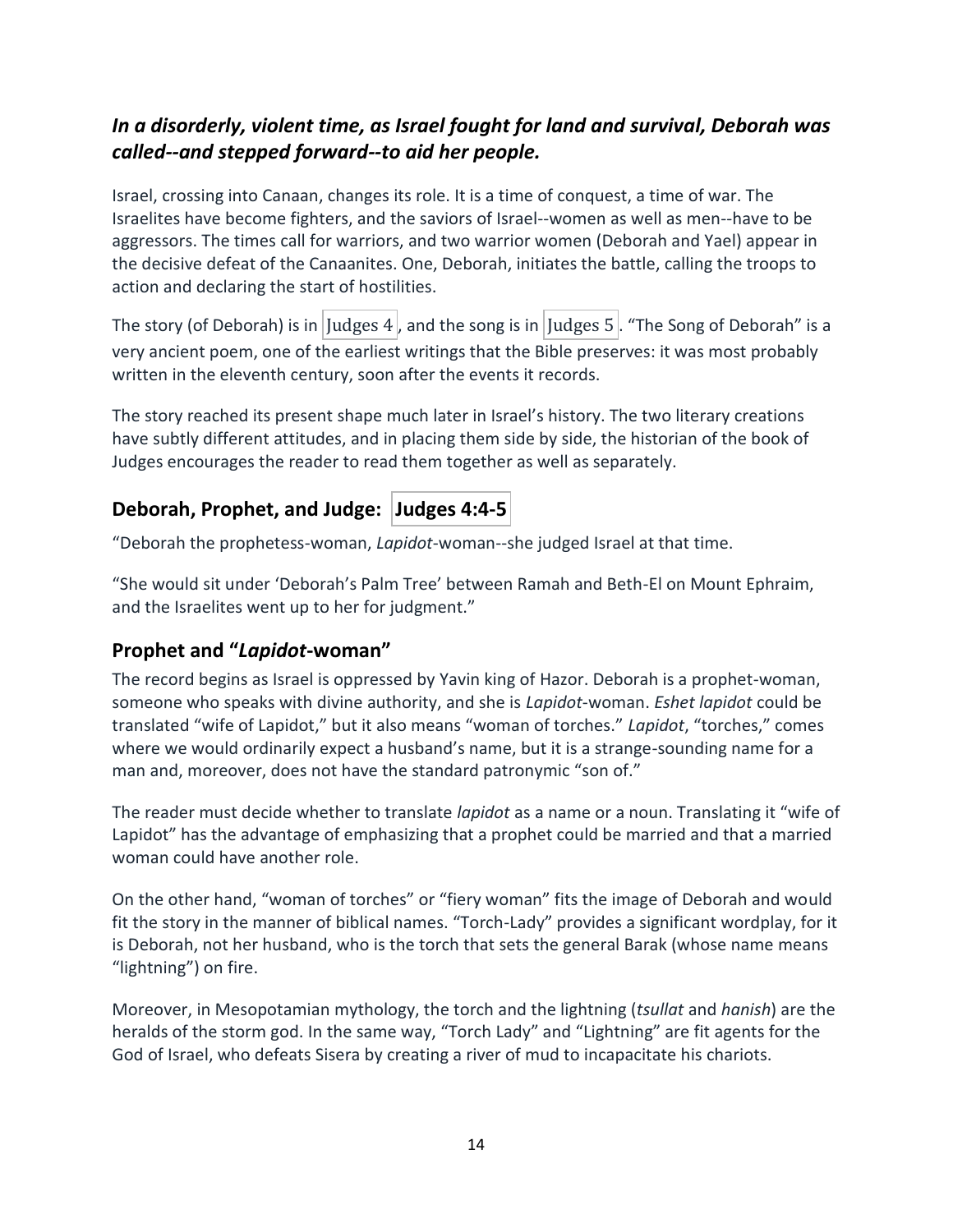### *In a disorderly, violent time, as Israel fought for land and survival, Deborah was called--and stepped forward--to aid her people.*

Israel, crossing into Canaan, changes its role. It is a time of conquest, a time of war. The Israelites have become fighters, and the saviors of Israel--women as well as men--have to be aggressors. The times call for warriors, and two warrior women (Deborah and Yael) appear in the decisive defeat of the Canaanites. One, Deborah, initiates the battle, calling the troops to action and declaring the start of hostilities.

The story (of Deborah) is in Judges 4, and the song is in Judges 5. "The Song of Deborah" is a very ancient poem, one of the earliest writings that the Bible preserves: it was most probably written in the eleventh century, soon after the events it records.

The story reached its present shape much later in Israel's history. The two literary creations have subtly different attitudes, and in placing them side by side, the historian of the book of Judges encourages the reader to read them together as well as separately.

## Deborah, Prophet, and Judge: Judges 4:4-5

"Deborah the prophetess-woman, *Lapidot*-woman--she judged Israel at that time.

"She would sit under 'Deborah's Palm Tree' between Ramah and Beth-El on Mount Ephraim, and the Israelites went up to her for judgment."

## Prophet and "*Lapidot*-woman"

The record begins as Israel is oppressed by Yavin king of Hazor. Deborah is a prophet-woman, someone who speaks with divine authority, and she is *Lapidot*-woman. *Eshet lapidot* could be translated "wife of Lapidot," but it also means "woman of torches." *Lapidot*, "torches," comes where we would ordinarily expect a husband's name, but it is a strange-sounding name for a man and, moreover, does not have the standard patronymic "son of."

The reader must decide whether to translate *lapidot* as a name or a noun. Translating it "wife of Lapidot" has the advantage of emphasizing that a prophet could be married and that a married woman could have another role.

On the other hand, "woman of torches" or "fiery woman" fits the image of Deborah and would fit the story in the manner of biblical names. "Torch-Lady" provides a significant wordplay, for it is Deborah, not her husband, who is the torch that sets the general Barak (whose name means "lightning") on fire.

Moreover, in Mesopotamian mythology, the torch and the lightning (*tsullat* and *hanish*) are the heralds of the storm god. In the same way, "Torch Lady" and "Lightning" are fit agents for the God of Israel, who defeats Sisera by creating a river of mud to incapacitate his chariots.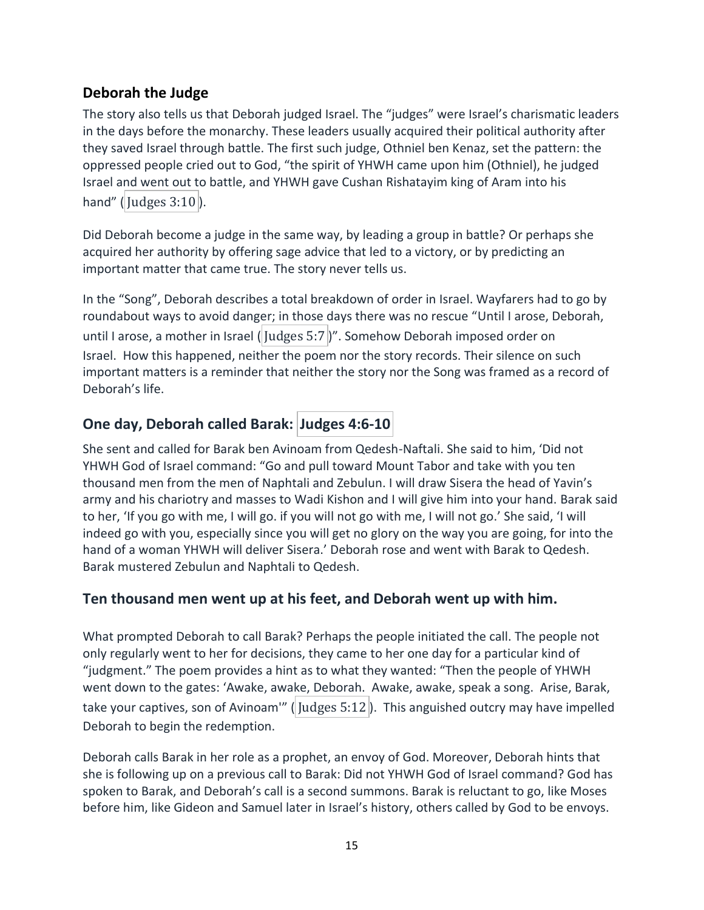## Deborah the Judge

The story also tells us that Deborah judged Israel. The "judges" were Israel's charismatic leaders in the days before the monarchy. These leaders usually acquired their political authority after they saved Israel through battle. The first such judge, Othniel ben Kenaz, set the pattern: the oppressed people cried out to God, "the spirit of YHWH came upon him (Othniel), he judged Israel and went out to battle, and YHWH gave Cushan Rishatayim king of Aram into his hand" (Judges 3:10).

Did Deborah become a judge in the same way, by leading a group in battle? Or perhaps she acquired her authority by offering sage advice that led to a victory, or by predicting an important matter that came true. The story never tells us.

In the "Song", Deborah describes a total breakdown of order in Israel. Wayfarers had to go by roundabout ways to avoid danger; in those days there was no rescue "Until I arose, Deborah, until I arose, a mother in Israel (Judges 5:7)". Somehow Deborah imposed order on Israel. How this happened, neither the poem nor the story records. Their silence on such important matters is a reminder that neither the story nor the Song was framed as a record of Deborah's life.

## One day, Deborah called Barak: Judges 4:6-10

She sent and called for Barak ben Avinoam from Qedesh-Naftali. She said to him, 'Did not YHWH God of Israel command: "Go and pull toward Mount Tabor and take with you ten thousand men from the men of Naphtali and Zebulun. I will draw Sisera the head of Yavin's army and his chariotry and masses to Wadi Kishon and I will give him into your hand. Barak said to her, 'If you go with me, I will go. if you will not go with me, I will not go.' She said, 'I will indeed go with you, especially since you will get no glory on the way you are going, for into the hand of a woman YHWH will deliver Sisera.' Deborah rose and went with Barak to Qedesh. Barak mustered Zebulun and Naphtali to Qedesh.

## Ten thousand men went up at his feet, and Deborah went up with him.

What prompted Deborah to call Barak? Perhaps the people initiated the call. The people not only regularly went to her for decisions, they came to her one day for a particular kind of "judgment." The poem provides a hint as to what they wanted: "Then the people of YHWH went down to the gates: 'Awake, awake, Deborah. Awake, awake, speak a song. Arise, Barak, take your captives, son of Avinoam'" (Judges 5:12). This anguished outcry may have impelled Deborah to begin the redemption.

Deborah calls Barak in her role as a prophet, an envoy of God. Moreover, Deborah hints that she is following up on a previous call to Barak: Did not YHWH God of Israel command? God has spoken to Barak, and Deborah's call is a second summons. Barak is reluctant to go, like Moses before him, like Gideon and Samuel later in Israel's history, others called by God to be envoys.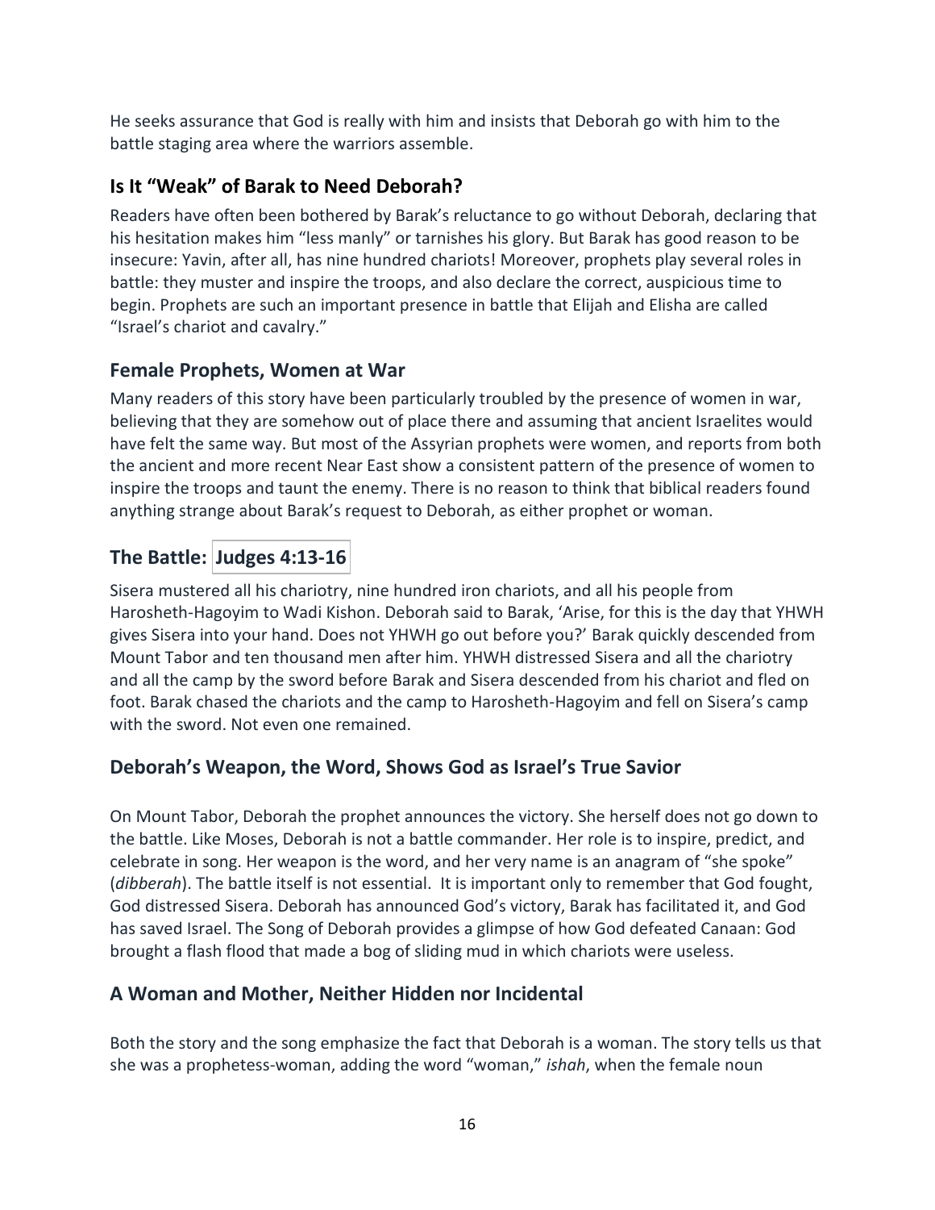He seeks assurance that God is really with him and insists that Deborah go with him to the battle staging area where the warriors assemble.

## Is It "Weak" of Barak to Need Deborah?

Readers have often been bothered by Barak's reluctance to go without Deborah, declaring that his hesitation makes him "less manly" or tarnishes his glory. But Barak has good reason to be insecure: Yavin, after all, has nine hundred chariots! Moreover, prophets play several roles in battle: they muster and inspire the troops, and also declare the correct, auspicious time to begin. Prophets are such an important presence in battle that Elijah and Elisha are called "Israel's chariot and cavalry."

## Female Prophets, Women at War

Many readers of this story have been particularly troubled by the presence of women in war, believing that they are somehow out of place there and assuming that ancient Israelites would have felt the same way. But most of the Assyrian prophets were women, and reports from both the ancient and more recent Near East show a consistent pattern of the presence of women to inspire the troops and taunt the enemy. There is no reason to think that biblical readers found anything strange about Barak's request to Deborah, as either prophet or woman.

## The Battle: Judges 4:13-16

Sisera mustered all his chariotry, nine hundred iron chariots, and all his people from Harosheth-Hagoyim to Wadi Kishon. Deborah said to Barak, 'Arise, for this is the day that YHWH gives Sisera into your hand. Does not YHWH go out before you?' Barak quickly descended from Mount Tabor and ten thousand men after him. YHWH distressed Sisera and all the chariotry and all the camp by the sword before Barak and Sisera descended from his chariot and fled on foot. Barak chased the chariots and the camp to Harosheth-Hagoyim and fell on Sisera's camp with the sword. Not even one remained.

## Deborah's Weapon, the Word, Shows God as Israel's True Savior

On Mount Tabor, Deborah the prophet announces the victory. She herself does not go down to the battle. Like Moses, Deborah is not a battle commander. Her role is to inspire, predict, and celebrate in song. Her weapon is the word, and her very name is an anagram of "she spoke" (*dibberah*). The battle itself is not essential. It is important only to remember that God fought, God distressed Sisera. Deborah has announced God's victory, Barak has facilitated it, and God has saved Israel. The Song of Deborah provides a glimpse of how God defeated Canaan: God brought a flash flood that made a bog of sliding mud in which chariots were useless.

## A Woman and Mother, Neither Hidden nor Incidental

Both the story and the song emphasize the fact that Deborah is a woman. The story tells us that she was a prophetess-woman, adding the word "woman," *ishah*, when the female noun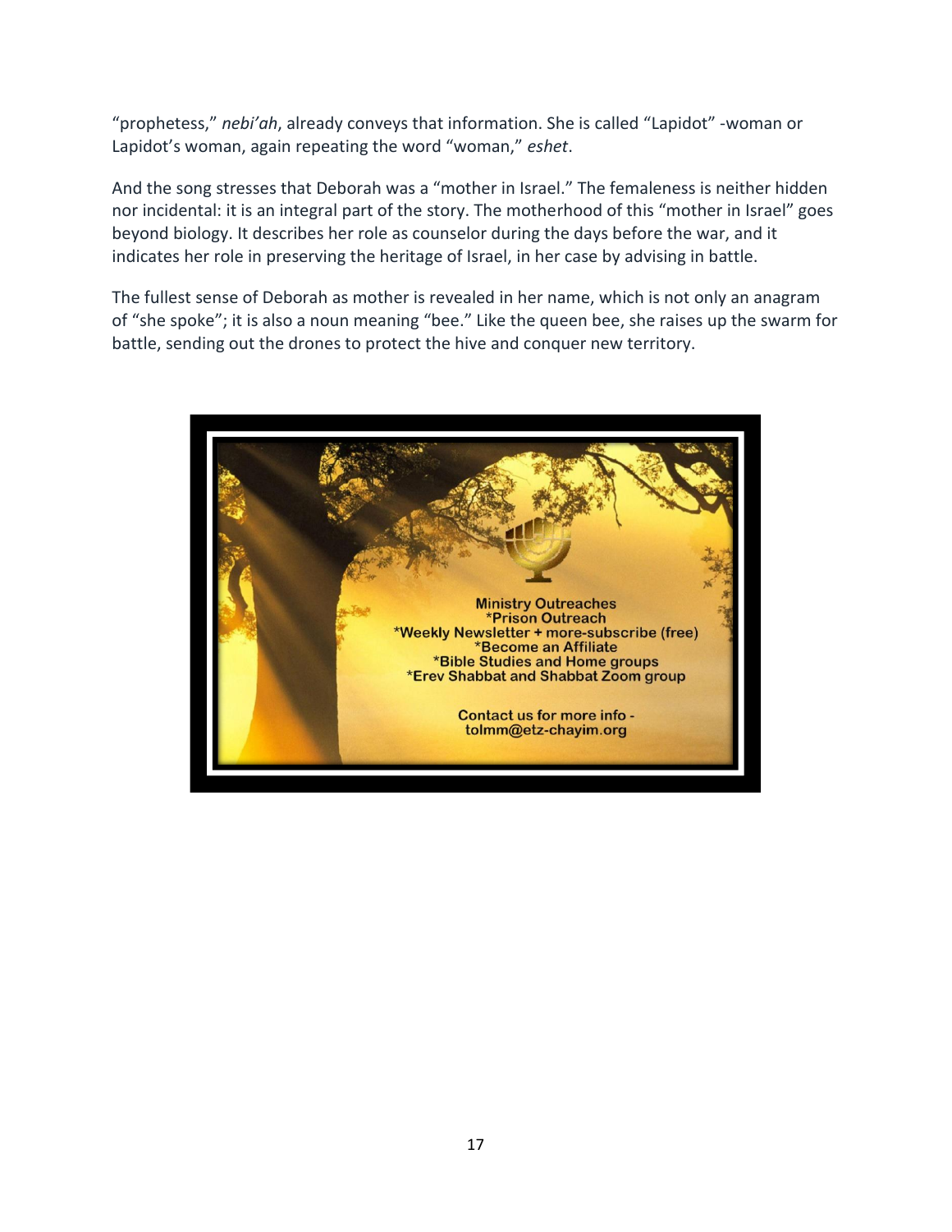"prophetess," *nebi'ah*, already conveys that information. She is called "Lapidot" -woman or Lapidot's woman, again repeating the word "woman," *eshet*.

And the song stresses that Deborah was a "mother in Israel." The femaleness is neither hidden nor incidental: it is an integral part of the story. The motherhood of this "mother in Israel" goes beyond biology. It describes her role as counselor during the days before the war, and it indicates her role in preserving the heritage of Israel, in her case by advising in battle.

The fullest sense of Deborah as mother is revealed in her name, which is not only an anagram of "she spoke"; it is also a noun meaning "bee." Like the queen bee, she raises up the swarm for battle, sending out the drones to protect the hive and conquer new territory.

**Ministry Outreaches**
**\*Prison Outreach**
**\*Weekly Newsletter + more-subscribe (free)**
**\*Become an Affiliate**
**\*Bible Studies and Home groups**
**\*Erev Shabbat and Shabbat Zoom group**

**Contact us for more info -**
**tolmm@etz-chayim.org**